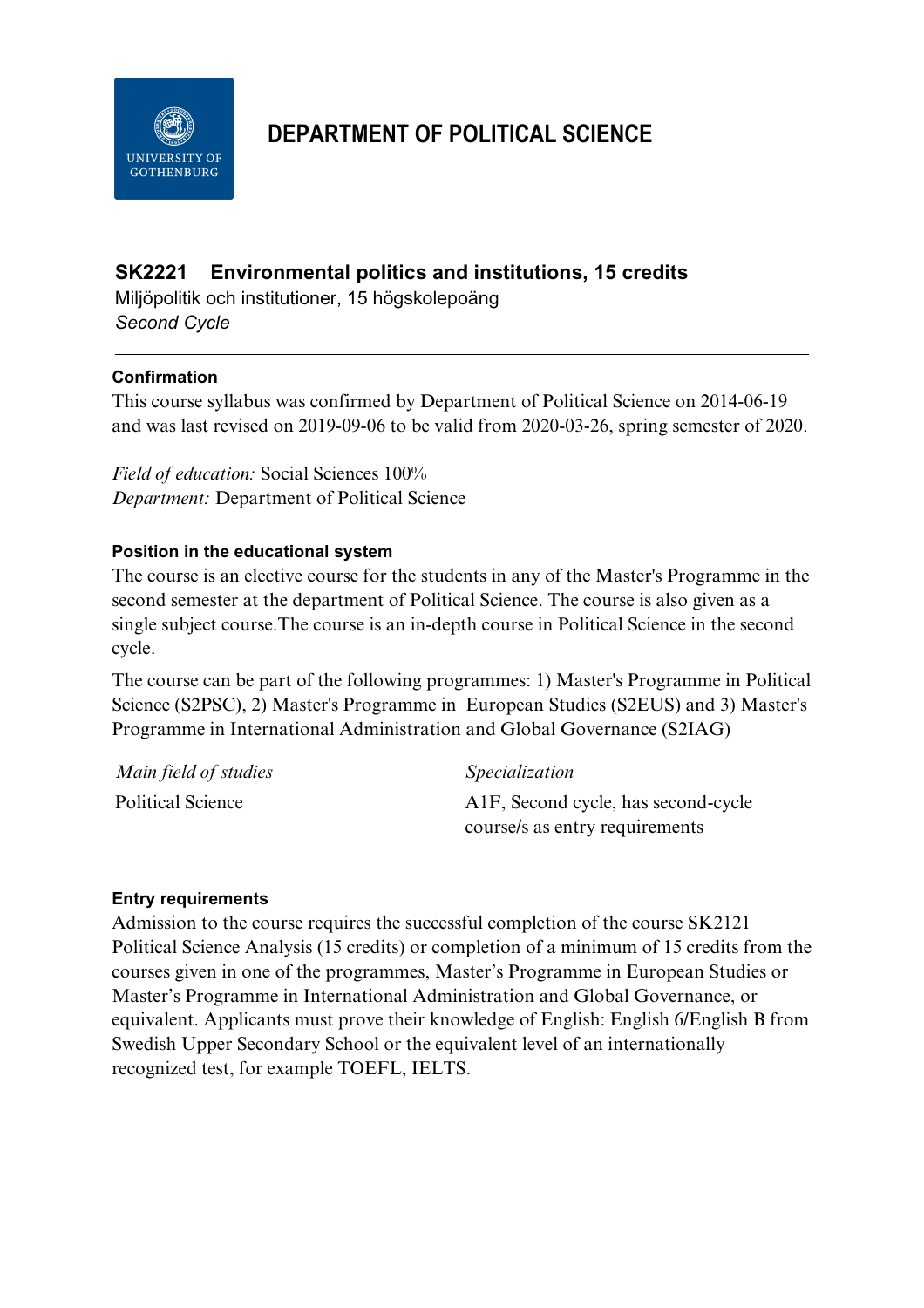# DEPARTMENT OF POLITICAL SCIENCE

## SK2221 Environmental politics and institutions, 15 credits

Miljöpolitik och institutioner, 15 högskolepoäng

*Second Cycle*

---

### Confirmation

This course syllabus was confirmed by Department of Political Science on 2014-06-19 and was last revised on 2019-09-06 to be valid from 2020-03-26, spring semester of 2020.

*Field of education:* Social Sciences 100%

*Department:* Department of Political Science

### Position in the educational system

The course is an elective course for the students in any of the Master's Programme in the second semester at the department of Political Science. The course is also given as a single subject course.The course is an in-depth course in Political Science in the second cycle.

The course can be part of the following programmes: 1) Master's Programme in Political Science (S2PSC), 2) Master's Programme in European Studies (S2EUS) and 3) Master's Programme in International Administration and Global Governance (S2IAG)

| *Main field of studies* | *Specialization* |
| --- | --- |
| Political Science | A1F, Second cycle, has second-cycle course/s as entry requirements |

### Entry requirements

Admission to the course requires the successful completion of the course SK2121 Political Science Analysis (15 credits) or completion of a minimum of 15 credits from the courses given in one of the programmes, Master's Programme in European Studies or Master's Programme in International Administration and Global Governance, or equivalent. Applicants must prove their knowledge of English: English 6/English B from Swedish Upper Secondary School or the equivalent level of an internationally recognized test, for example TOEFL, IELTS.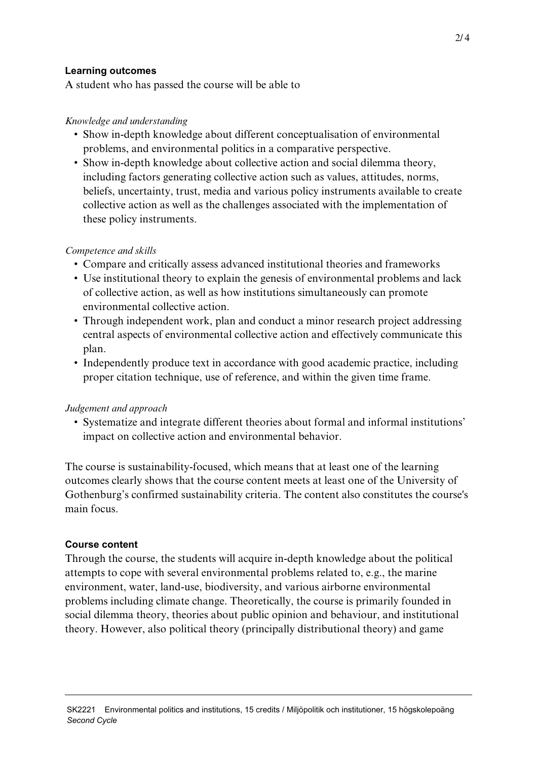**Learning outcomes**

A student who has passed the course will be able to

*Knowledge and understanding*

- Show in-depth knowledge about different conceptualisation of environmental problems, and environmental politics in a comparative perspective.
- Show in-depth knowledge about collective action and social dilemma theory, including factors generating collective action such as values, attitudes, norms, beliefs, uncertainty, trust, media and various policy instruments available to create collective action as well as the challenges associated with the implementation of these policy instruments.

*Competence and skills*

- Compare and critically assess advanced institutional theories and frameworks
- Use institutional theory to explain the genesis of environmental problems and lack of collective action, as well as how institutions simultaneously can promote environmental collective action.
- Through independent work, plan and conduct a minor research project addressing central aspects of environmental collective action and effectively communicate this plan.
- Independently produce text in accordance with good academic practice, including proper citation technique, use of reference, and within the given time frame.

*Judgement and approach*

- Systematize and integrate different theories about formal and informal institutions' impact on collective action and environmental behavior.

The course is sustainability-focused, which means that at least one of the learning outcomes clearly shows that the course content meets at least one of the University of Gothenburg's confirmed sustainability criteria. The content also constitutes the course's main focus.

**Course content**

Through the course, the students will acquire in-depth knowledge about the political attempts to cope with several environmental problems related to, e.g., the marine environment, water, land-use, biodiversity, and various airborne environmental problems including climate change. Theoretically, the course is primarily founded in social dilemma theory, theories about public opinion and behaviour, and institutional theory. However, also political theory (principally distributional theory) and game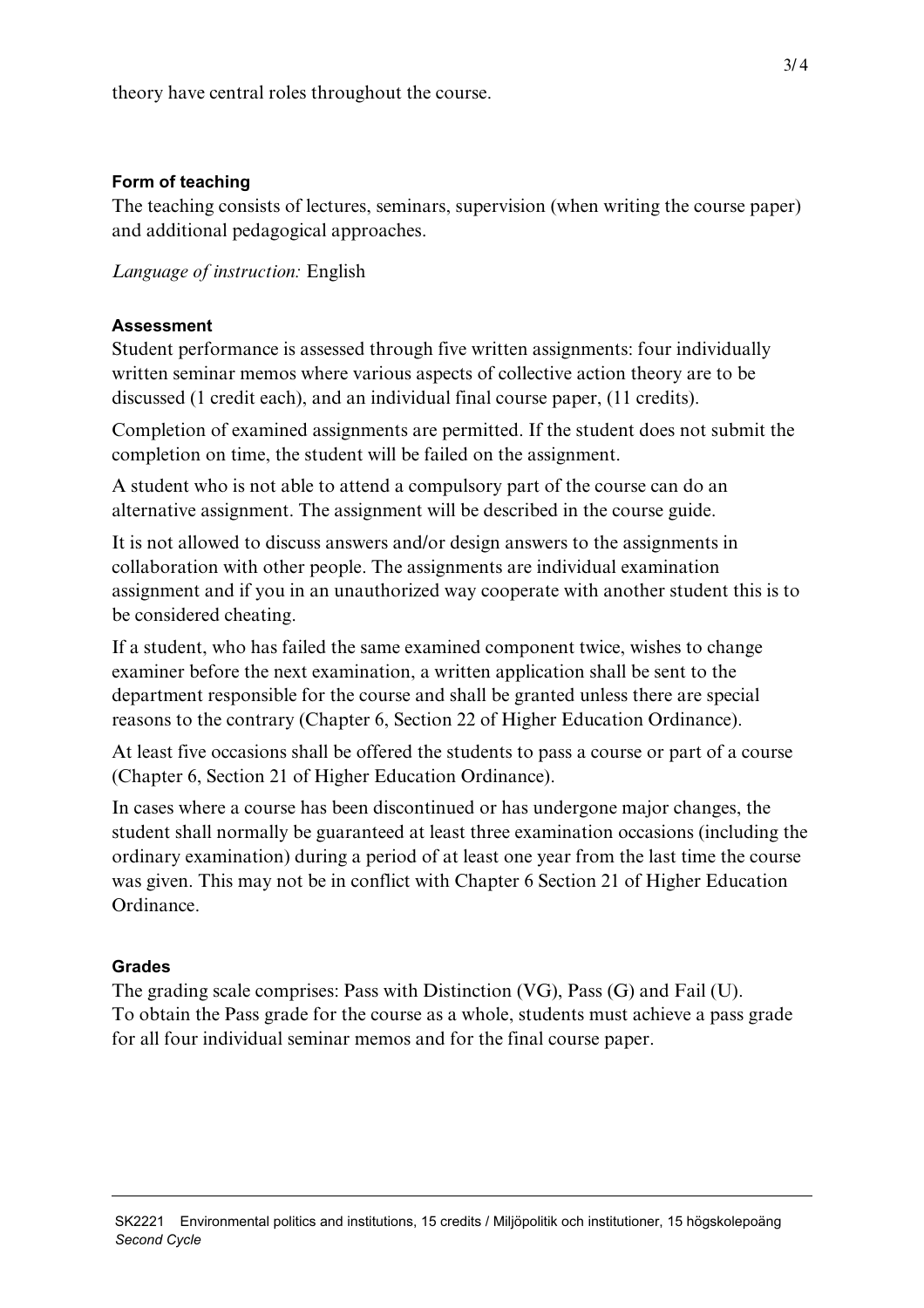theory have central roles throughout the course.

### Form of teaching

The teaching consists of lectures, seminars, supervision (when writing the course paper) and additional pedagogical approaches.

*Language of instruction:* English

### Assessment

Student performance is assessed through five written assignments: four individually written seminar memos where various aspects of collective action theory are to be discussed (1 credit each), and an individual final course paper, (11 credits).

Completion of examined assignments are permitted. If the student does not submit the completion on time, the student will be failed on the assignment.

A student who is not able to attend a compulsory part of the course can do an alternative assignment. The assignment will be described in the course guide.

It is not allowed to discuss answers and/or design answers to the assignments in collaboration with other people. The assignments are individual examination assignment and if you in an unauthorized way cooperate with another student this is to be considered cheating.

If a student, who has failed the same examined component twice, wishes to change examiner before the next examination, a written application shall be sent to the department responsible for the course and shall be granted unless there are special reasons to the contrary (Chapter 6, Section 22 of Higher Education Ordinance).

At least five occasions shall be offered the students to pass a course or part of a course (Chapter 6, Section 21 of Higher Education Ordinance).

In cases where a course has been discontinued or has undergone major changes, the student shall normally be guaranteed at least three examination occasions (including the ordinary examination) during a period of at least one year from the last time the course was given. This may not be in conflict with Chapter 6 Section 21 of Higher Education Ordinance.

### Grades

The grading scale comprises: Pass with Distinction (VG), Pass (G) and Fail (U).
To obtain the Pass grade for the course as a whole, students must achieve a pass grade for all four individual seminar memos and for the final course paper.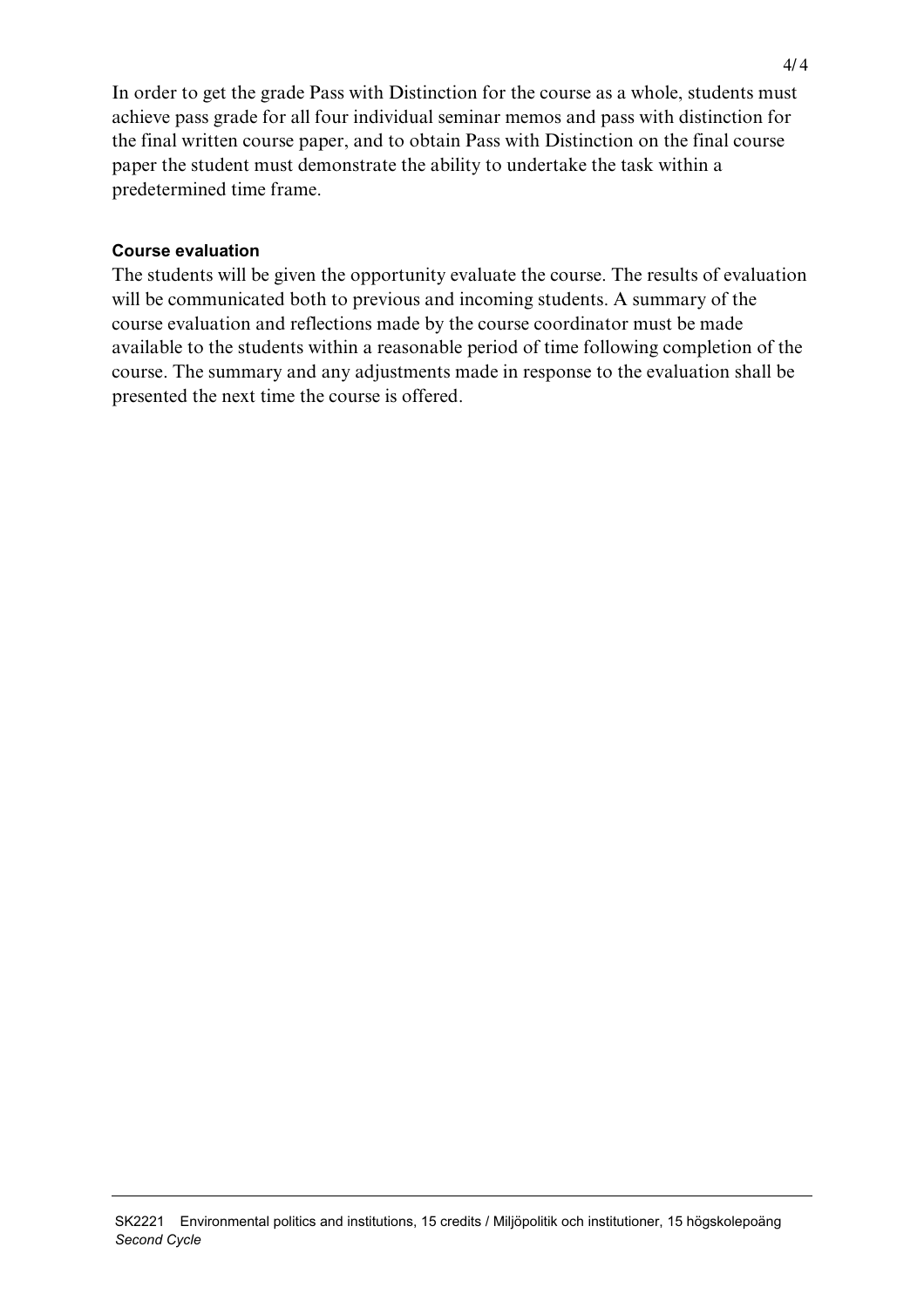In order to get the grade Pass with Distinction for the course as a whole, students must achieve pass grade for all four individual seminar memos and pass with distinction for the final written course paper, and to obtain Pass with Distinction on the final course paper the student must demonstrate the ability to undertake the task within a predetermined time frame.

### Course evaluation

The students will be given the opportunity evaluate the course. The results of evaluation will be communicated both to previous and incoming students. A summary of the course evaluation and reflections made by the course coordinator must be made available to the students within a reasonable period of time following completion of the course. The summary and any adjustments made in response to the evaluation shall be presented the next time the course is offered.